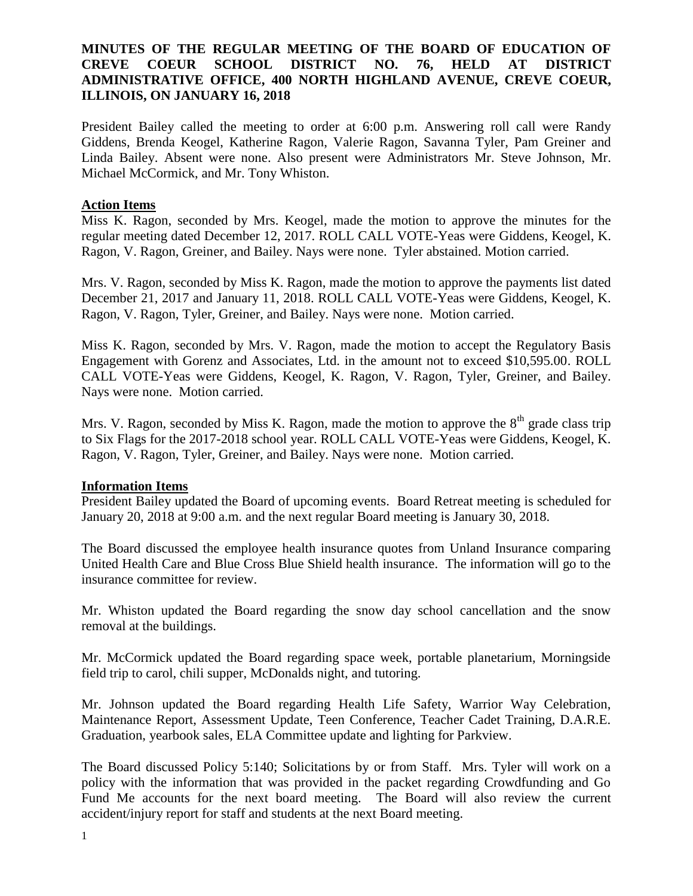**MINUTES OF THE REGULAR MEETING OF THE BOARD OF EDUCATION OF CREVE COEUR SCHOOL DISTRICT NO. 76, HELD AT DISTRICT ADMINISTRATIVE OFFICE, 400 NORTH HIGHLAND AVENUE, CREVE COEUR, ILLINOIS, ON JANUARY 16, 2018**

President Bailey called the meeting to order at 6:00 p.m. Answering roll call were Randy Giddens, Brenda Keogel, Katherine Ragon, Valerie Ragon, Savanna Tyler, Pam Greiner and Linda Bailey. Absent were none. Also present were Administrators Mr. Steve Johnson, Mr. Michael McCormick, and Mr. Tony Whiston.

**Action Items**

Miss K. Ragon, seconded by Mrs. Keogel, made the motion to approve the minutes for the regular meeting dated December 12, 2017. ROLL CALL VOTE-Yeas were Giddens, Keogel, K. Ragon, V. Ragon, Greiner, and Bailey. Nays were none. Tyler abstained. Motion carried.

Mrs. V. Ragon, seconded by Miss K. Ragon, made the motion to approve the payments list dated December 21, 2017 and January 11, 2018. ROLL CALL VOTE-Yeas were Giddens, Keogel, K. Ragon, V. Ragon, Tyler, Greiner, and Bailey. Nays were none. Motion carried.

Miss K. Ragon, seconded by Mrs. V. Ragon, made the motion to accept the Regulatory Basis Engagement with Gorenz and Associates, Ltd. in the amount not to exceed $10,595.00. ROLL CALL VOTE-Yeas were Giddens, Keogel, K. Ragon, V. Ragon, Tyler, Greiner, and Bailey. Nays were none. Motion carried.

Mrs. V. Ragon, seconded by Miss K. Ragon, made the motion to approve the 8th grade class trip to Six Flags for the 2017-2018 school year. ROLL CALL VOTE-Yeas were Giddens, Keogel, K. Ragon, V. Ragon, Tyler, Greiner, and Bailey. Nays were none. Motion carried.

**Information Items**

President Bailey updated the Board of upcoming events. Board Retreat meeting is scheduled for January 20, 2018 at 9:00 a.m. and the next regular Board meeting is January 30, 2018.

The Board discussed the employee health insurance quotes from Unland Insurance comparing United Health Care and Blue Cross Blue Shield health insurance. The information will go to the insurance committee for review.

Mr. Whiston updated the Board regarding the snow day school cancellation and the snow removal at the buildings.

Mr. McCormick updated the Board regarding space week, portable planetarium, Morningside field trip to carol, chili supper, McDonalds night, and tutoring.

Mr. Johnson updated the Board regarding Health Life Safety, Warrior Way Celebration, Maintenance Report, Assessment Update, Teen Conference, Teacher Cadet Training, D.A.R.E. Graduation, yearbook sales, ELA Committee update and lighting for Parkview.

The Board discussed Policy 5:140; Solicitations by or from Staff. Mrs. Tyler will work on a policy with the information that was provided in the packet regarding Crowdfunding and Go Fund Me accounts for the next board meeting. The Board will also review the current accident/injury report for staff and students at the next Board meeting.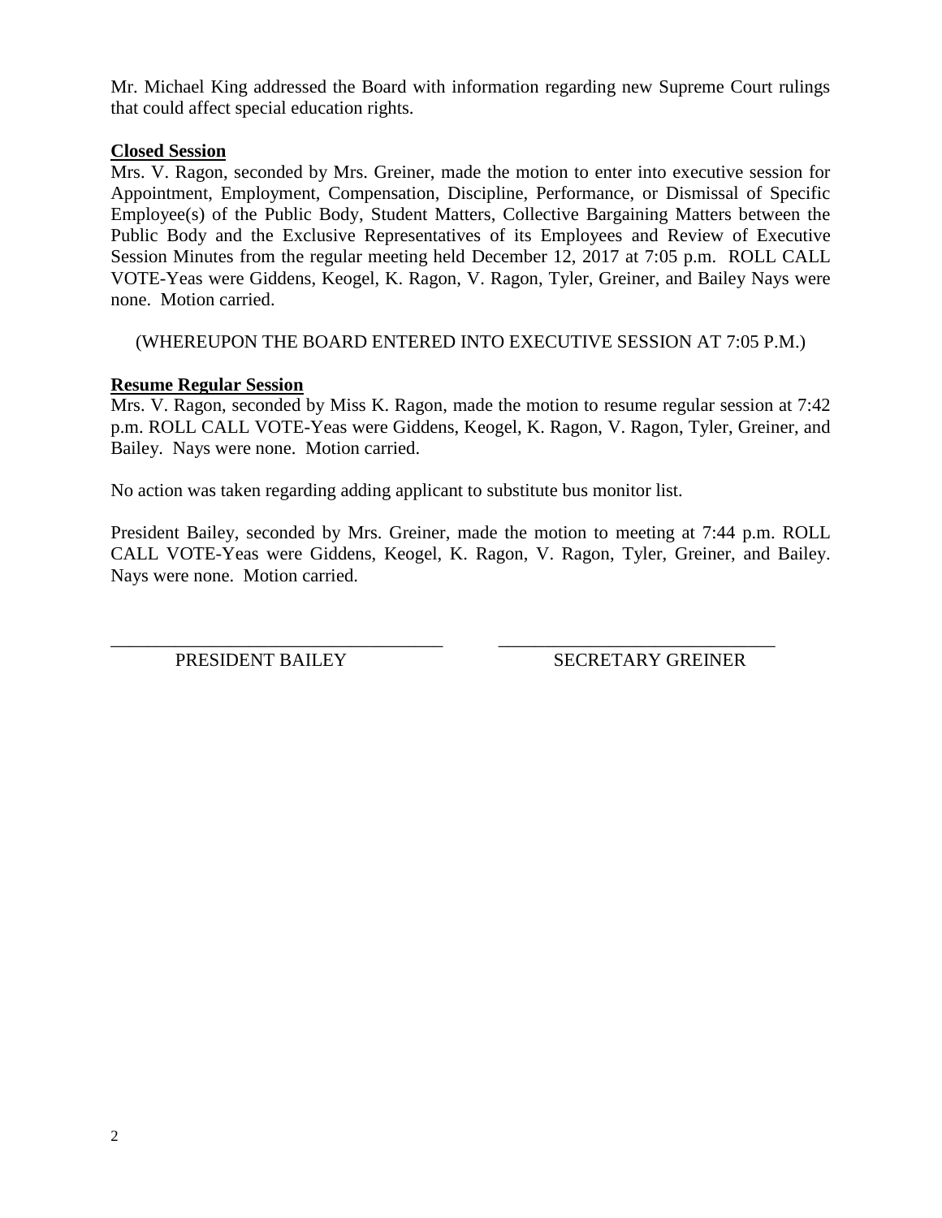Mr. Michael King addressed the Board with information regarding new Supreme Court rulings that could affect special education rights.

**Closed Session**

Mrs. V. Ragon, seconded by Mrs. Greiner, made the motion to enter into executive session for Appointment, Employment, Compensation, Discipline, Performance, or Dismissal of Specific Employee(s) of the Public Body, Student Matters, Collective Bargaining Matters between the Public Body and the Exclusive Representatives of its Employees and Review of Executive Session Minutes from the regular meeting held December 12, 2017 at 7:05 p.m. ROLL CALL VOTE-Yeas were Giddens, Keogel, K. Ragon, V. Ragon, Tyler, Greiner, and Bailey Nays were none. Motion carried.

(WHEREUPON THE BOARD ENTERED INTO EXECUTIVE SESSION AT 7:05 P.M.)

**Resume Regular Session**

Mrs. V. Ragon, seconded by Miss K. Ragon, made the motion to resume regular session at 7:42 p.m. ROLL CALL VOTE-Yeas were Giddens, Keogel, K. Ragon, V. Ragon, Tyler, Greiner, and Bailey. Nays were none. Motion carried.

No action was taken regarding adding applicant to substitute bus monitor list.

President Bailey, seconded by Mrs. Greiner, made the motion to meeting at 7:44 p.m. ROLL CALL VOTE-Yeas were Giddens, Keogel, K. Ragon, V. Ragon, Tyler, Greiner, and Bailey. Nays were none. Motion carried.

\_\_\_\_\_\_\_\_\_\_\_\_\_\_\_\_\_\_\_\_\_\_\_\_\_\_\_\_\_\_\_\_\_\_\_\_ PRESIDENT BAILEY

\_\_\_\_\_\_\_\_\_\_\_\_\_\_\_\_\_\_\_\_\_\_\_\_\_\_\_\_\_\_\_\_\_\_\_\_ SECRETARY GREINER